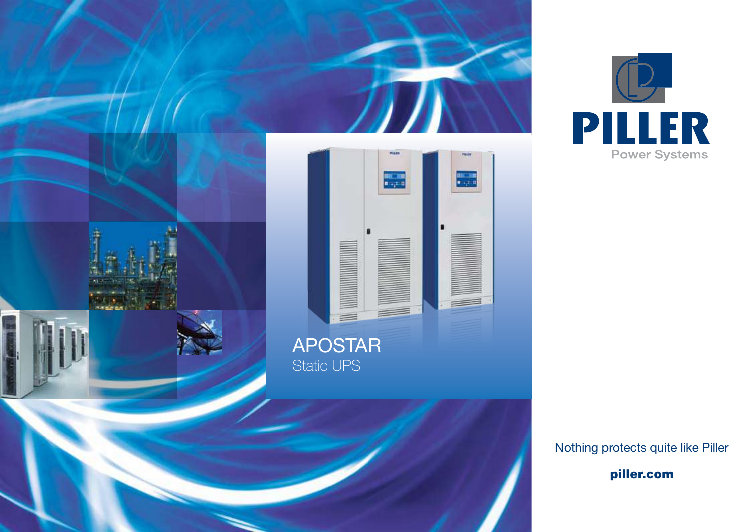# APOSTAR

## Static UPS

PILLER

Power Systems

Nothing protects quite like Piller

**piller.com**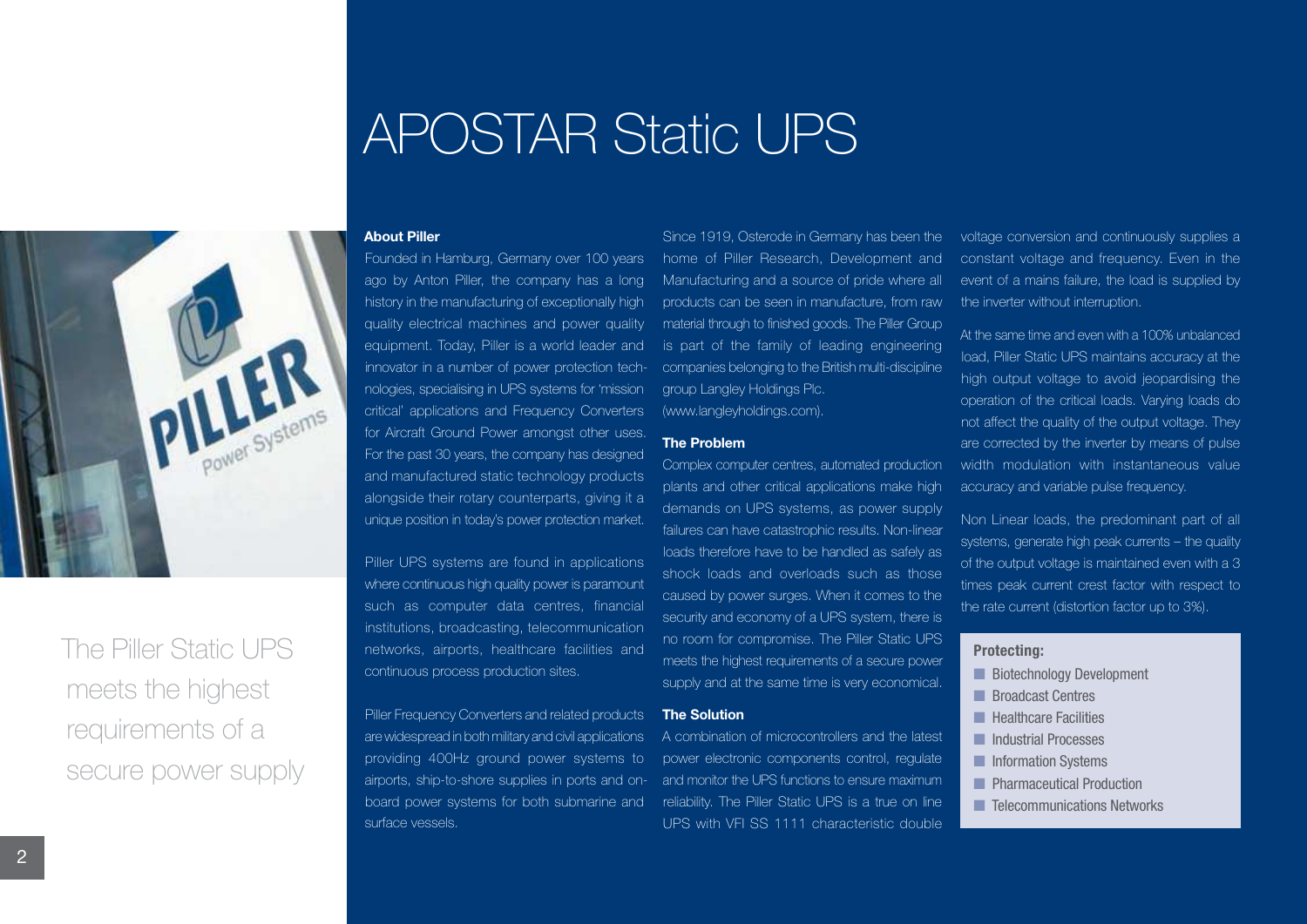# APOSTAR Static UPS

The Piller Static UPS meets the highest requirements of a secure power supply

**About Piller**

Founded in Hamburg, Germany over 100 years ago by Anton Piller, the company has a long history in the manufacturing of exceptionally high quality electrical machines and power quality equipment. Today, Piller is a world leader and innovator in a number of power protection technologies, specialising in UPS systems for 'mission critical' applications and Frequency Converters for Aircraft Ground Power amongst other uses. For the past 30 years, the company has designed and manufactured static technology products alongside their rotary counterparts, giving it a unique position in today's power protection market.

Piller UPS systems are found in applications where continuous high quality power is paramount such as computer data centres, financial institutions, broadcasting, telecommunication networks, airports, healthcare facilities and continuous process production sites.

Piller Frequency Converters and related products are widespread in both military and civil applications providing 400Hz ground power systems to airports, ship-to-shore supplies in ports and on-board power systems for both submarine and surface vessels.

Since 1919, Osterode in Germany has been the home of Piller Research, Development and Manufacturing and a source of pride where all products can be seen in manufacture, from raw material through to finished goods. The Piller Group is part of the family of leading engineering companies belonging to the British multi-discipline group Langley Holdings Plc. (www.langleyholdings.com).

**The Problem**

Complex computer centres, automated production plants and other critical applications make high demands on UPS systems, as power supply failures can have catastrophic results. Non-linear loads therefore have to be handled as safely as shock loads and overloads such as those caused by power surges. When it comes to the security and economy of a UPS system, there is no room for compromise. The Piller Static UPS meets the highest requirements of a secure power supply and at the same time is very economical.

**The Solution**

A combination of microcontrollers and the latest power electronic components control, regulate and monitor the UPS functions to ensure maximum reliability. The Piller Static UPS is a true on line UPS with VFI SS 1111 characteristic double voltage conversion and continuously supplies a constant voltage and frequency. Even in the event of a mains failure, the load is supplied by the inverter without interruption.

At the same time and even with a 100% unbalanced load, Piller Static UPS maintains accuracy at the high output voltage to avoid jeopardising the operation of the critical loads. Varying loads do not affect the quality of the output voltage. They are corrected by the inverter by means of pulse width modulation with instantaneous value accuracy and variable pulse frequency.

Non Linear loads, the predominant part of all systems, generate high peak currents – the quality of the output voltage is maintained even with a 3 times peak current crest factor with respect to the rate current (distortion factor up to 3%).

**Protecting:**

- Biotechnology Development
- Broadcast Centres
- Healthcare Facilities
- Industrial Processes
- Information Systems
- Pharmaceutical Production
- Telecommunications Networks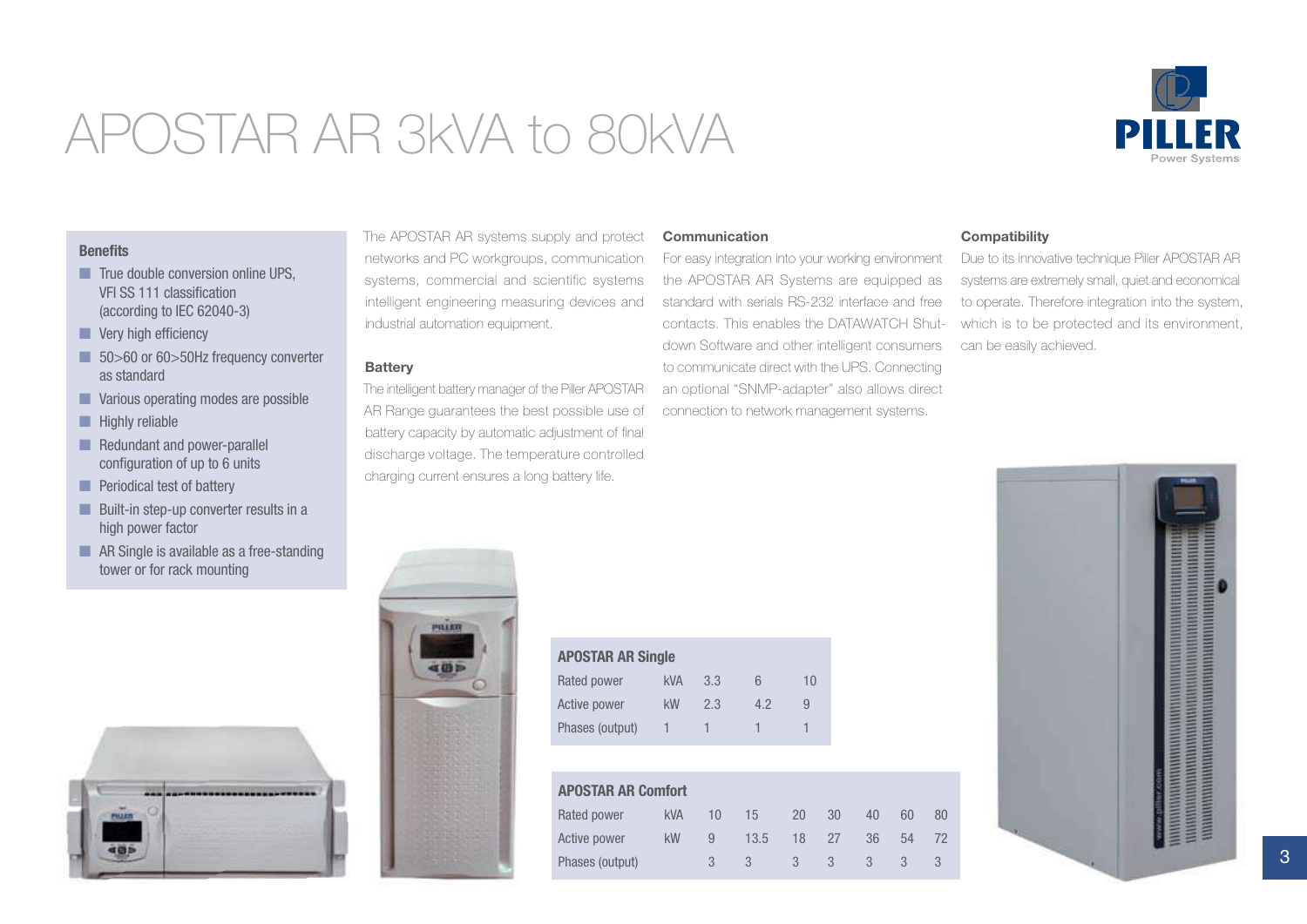# APOSTAR AR 3kVA to 80kVA

### Benefits

- True double conversion online UPS, VFI SS 111 classification (according to IEC 62040-3)
- Very high efficiency
- 50>60 or 60>50Hz frequency converter as standard
- Various operating modes are possible
- Highly reliable
- Redundant and power-parallel configuration of up to 6 units
- Periodical test of battery
- Built-in step-up converter results in a high power factor
- AR Single is available as a free-standing tower or for rack mounting

The APOSTAR AR systems supply and protect networks and PC workgroups, communication systems, commercial and scientific systems intelligent engineering measuring devices and industrial automation equipment.

### Battery

The intelligent battery manager of the Piller APOSTAR AR Range guarantees the best possible use of battery capacity by automatic adjustment of final discharge voltage. The temperature controlled charging current ensures a long battery life.

### Communication

For easy integration into your working environment the APOSTAR AR Systems are equipped as standard with serials RS-232 interface and free contacts. This enables the DATAWATCH Shut-down Software and other intelligent consumers to communicate direct with the UPS. Connecting an optional "SNMP-adapter" also allows direct connection to network management systems.

### Compatibility

Due to its innovative technique Piller APOSTAR AR systems are extremely small, quiet and economical to operate. Therefore integration into the system, which is to be protected and its environment, can be easily achieved.

| APOSTAR AR Single | | | | |
|---|---|---|---|---|
| Rated power | kVA | 3.3 | 6 | 10 |
| Active power | kW | 2.3 | 4.2 | 9 |
| Phases (output) | 1 | 1 | 1 | 1 |

| APOSTAR AR Comfort | | | | | | | | |
|---|---|---|---|---|---|---|---|---|
| Rated power | kVA | 10 | 15 | 20 | 30 | 40 | 60 | 80 |
| Active power | kW | 9 | 13.5 | 18 | 27 | 36 | 54 | 72 |
| Phases (output) | | 3 | 3 | 3 | 3 | 3 | 3 | 3 |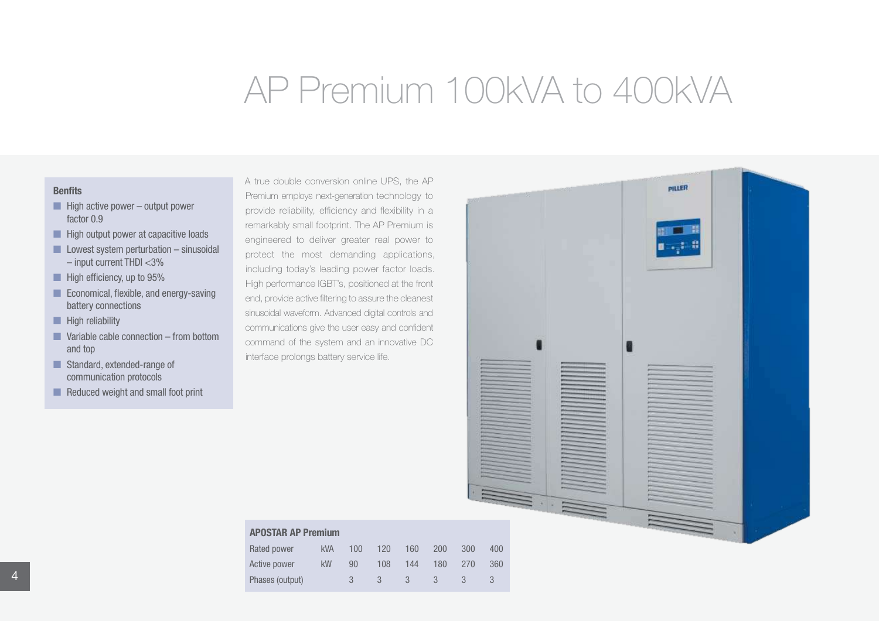# AP Premium 100kVA to 400kVA

**Benfits**

- High active power – output power factor 0.9
- High output power at capacitive loads
- Lowest system perturbation – sinusoidal – input current THDI <3%
- High efficiency, up to 95%
- Economical, flexible, and energy-saving battery connections
- High reliability
- Variable cable connection – from bottom and top
- Standard, extended-range of communication protocols
- Reduced weight and small foot print

A true double conversion online UPS, the AP Premium employs next-generation technology to provide reliability, efficiency and flexibility in a remarkably small footprint. The AP Premium is engineered to deliver greater real power to protect the most demanding applications, including today's leading power factor loads. High performance IGBT's, positioned at the front end, provide active filtering to assure the cleanest sinusoidal waveform. Advanced digital controls and communications give the user easy and confident command of the system and an innovative DC interface prolongs battery service life.

**APOSTAR AP Premium**

| | | | | | | | |
|---|---|---|---|---|---|---|---|
| Rated power | kVA | 100 | 120 | 160 | 200 | 300 | 400 |
| Active power | kW | 90 | 108 | 144 | 180 | 270 | 360 |
| Phases (output) | | 3 | 3 | 3 | 3 | 3 | 3 |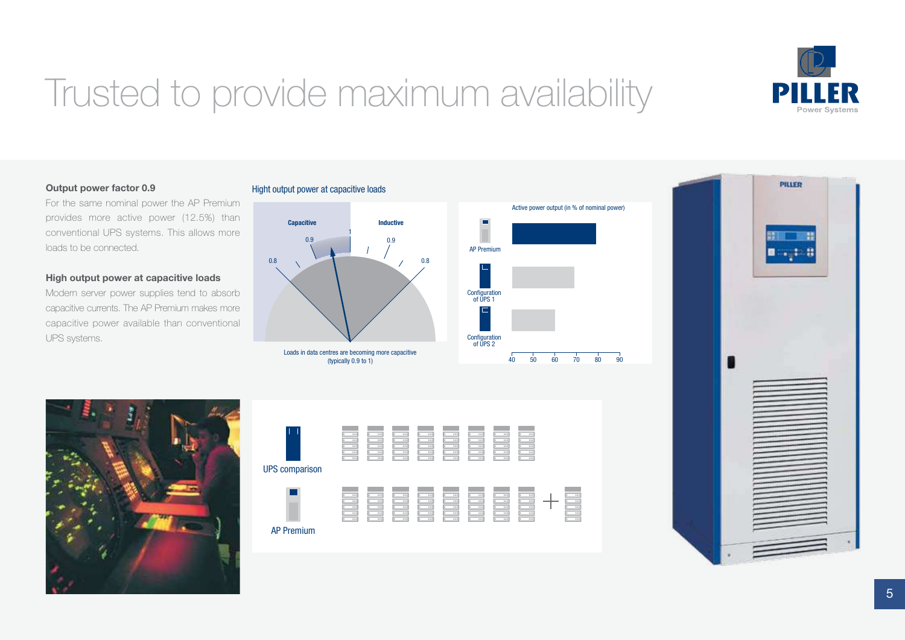# Trusted to provide maximum availability

### Output power factor 0.9

For the same nominal power the AP Premium provides more active power (12.5%) than conventional UPS systems. This allows more loads to be connected.

### High output power at capacitive loads

Modern server power supplies tend to absorb capacitive currents. The AP Premium makes more capacitive power available than conventional UPS systems.

Hight output power at capacitive loads

Capacitive | Inductive

0.8 0.9 1 0.9 0.8

Loads in data centres are becoming more capacitive (typically 0.9 to 1)

Active power output (in % of nominal power)

AP Premium

Configuration of UPS 1

Configuration of UPS 2

40 50 60 70 80 90

UPS comparison

AP Premium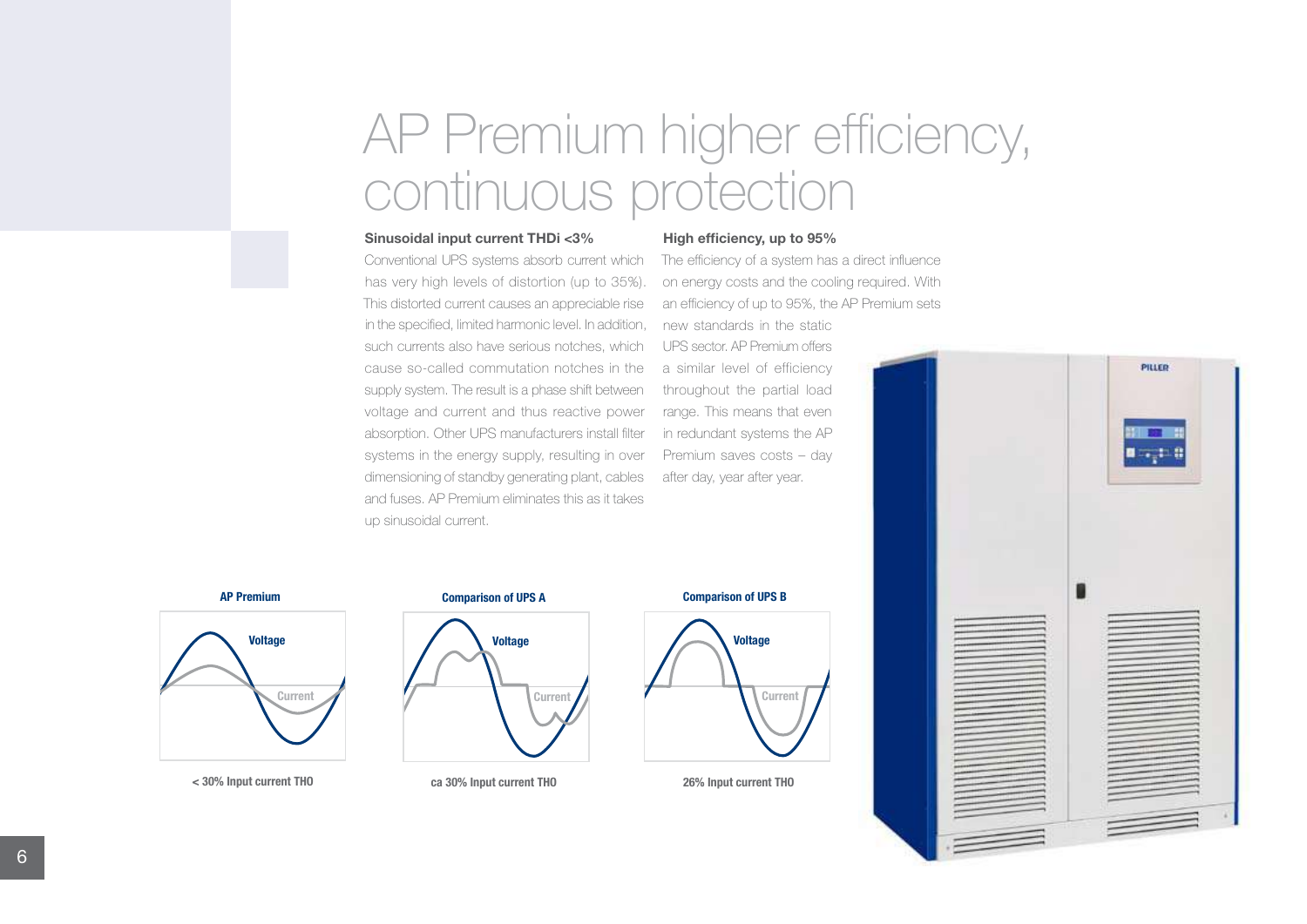# AP Premium higher efficiency, continuous protection

**Sinusoidal input current THDi <3%**

Conventional UPS systems absorb current which has very high levels of distortion (up to 35%). This distorted current causes an appreciable rise in the specified, limited harmonic level. In addition, such currents also have serious notches, which cause so-called commutation notches in the supply system. The result is a phase shift between voltage and current and thus reactive power absorption. Other UPS manufacturers install filter systems in the energy supply, resulting in over dimensioning of standby generating plant, cables and fuses. AP Premium eliminates this as it takes up sinusoidal current.

**High efficiency, up to 95%**

The efficiency of a system has a direct influence on energy costs and the cooling required. With an efficiency of up to 95%, the AP Premium sets new standards in the static UPS sector. AP Premium offers a similar level of efficiency throughout the partial load range. This means that even in redundant systems the AP Premium saves costs – day after day, year after year.

**AP Premium**

Voltage

Current

< 30% Input current THO

**Comparison of UPS A**

Voltage

Current

ca 30% Input current THO

**Comparison of UPS B**

Voltage

Current

26% Input current THO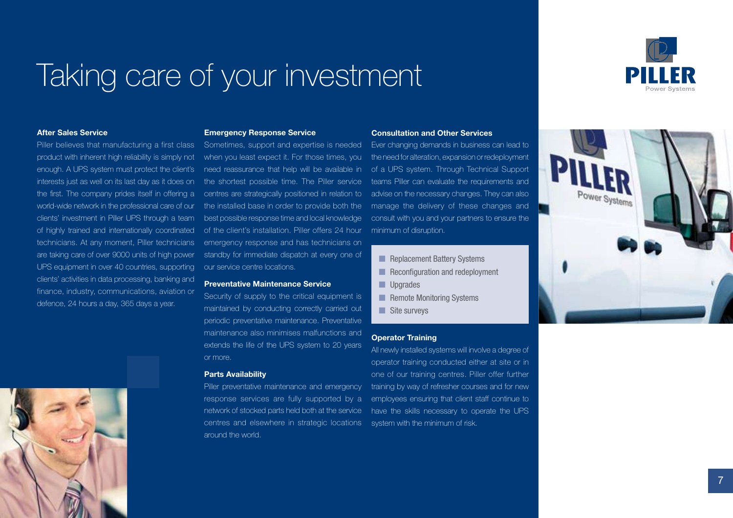# Taking care of your investment

### After Sales Service

Piller believes that manufacturing a first class product with inherent high reliability is simply not enough. A UPS system must protect the client's interests just as well on its last day as it does on the first. The company prides itself in offering a world-wide network in the professional care of our clients' investment in Piller UPS through a team of highly trained and internationally coordinated technicians. At any moment, Piller technicians are taking care of over 9000 units of high power UPS equipment in over 40 countries, supporting clients' activities in data processing, banking and finance, industry, communications, aviation or defence, 24 hours a day, 365 days a year.

### Emergency Response Service

Sometimes, support and expertise is needed when you least expect it. For those times, you need reassurance that help will be available in the shortest possible time. The Piller service centres are strategically positioned in relation to the installed base in order to provide both the best possible response time and local knowledge of the client's installation. Piller offers 24 hour emergency response and has technicians on standby for immediate dispatch at every one of our service centre locations.

### Preventative Maintenance Service

Security of supply to the critical equipment is maintained by conducting correctly carried out periodic preventative maintenance. Preventative maintenance also minimises malfunctions and extends the life of the UPS system to 20 years or more.

### Parts Availability

Piller preventative maintenance and emergency response services are fully supported by a network of stocked parts held both at the service centres and elsewhere in strategic locations around the world.

### Consultation and Other Services

Ever changing demands in business can lead to the need for alteration, expansion or redeployment of a UPS system. Through Technical Support teams Piller can evaluate the requirements and advise on the necessary changes. They can also manage the delivery of these changes and consult with you and your partners to ensure the minimum of disruption.

- Replacement Battery Systems
- Reconfiguration and redeployment
- Upgrades
- Remote Monitoring Systems
- Site surveys

### Operator Training

All newly installed systems will involve a degree of operator training conducted either at site or in one of our training centres. Piller offer further training by way of refresher courses and for new employees ensuring that client staff continue to have the skills necessary to operate the UPS system with the minimum of risk.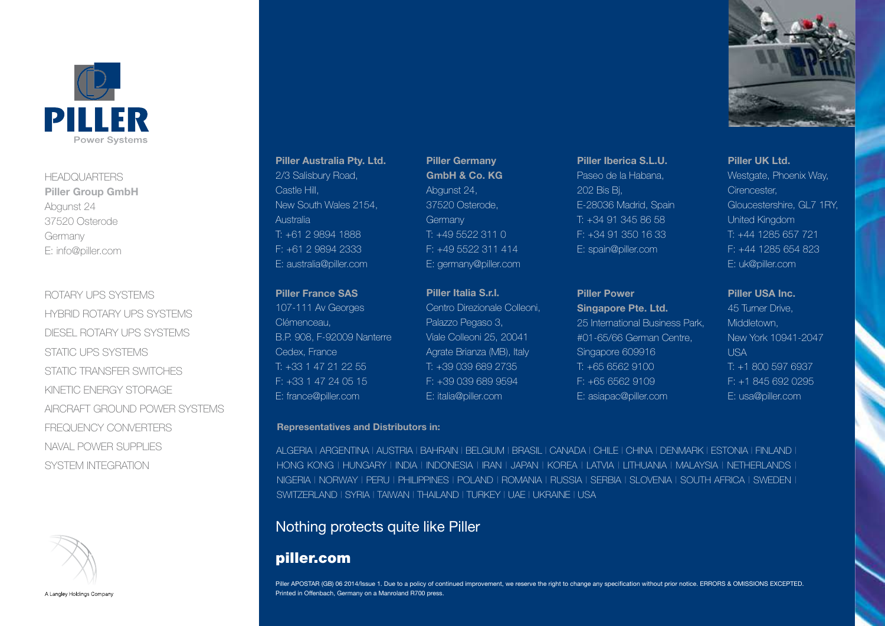PILLER
Power Systems

HEADQUARTERS
**Piller Group GmbH**
Abgunst 24
37520 Osterode
Germany
E: info@piller.com

ROTARY UPS SYSTEMS
HYBRID ROTARY UPS SYSTEMS
DIESEL ROTARY UPS SYSTEMS
STATIC UPS SYSTEMS
STATIC TRANSFER SWITCHES
KINETIC ENERGY STORAGE
AIRCRAFT GROUND POWER SYSTEMS
FREQUENCY CONVERTERS
NAVAL POWER SUPPLIES
SYSTEM INTEGRATION

A Langley Holdings Company

**Piller Australia Pty. Ltd.**
2/3 Salisbury Road,
Castle Hill,
New South Wales 2154,
Australia
T: +61 2 9894 1888
F: +61 2 9894 2333
E: australia@piller.com

**Piller Germany GmbH & Co. KG**
Abgunst 24,
37520 Osterode,
Germany
T: +49 5522 311 0
F: +49 5522 311 414
E: germany@piller.com

**Piller Iberica S.L.U.**
Paseo de la Habana,
202 Bis Bj,
E-28036 Madrid, Spain
T: +34 91 345 86 58
F: +34 91 350 16 33
E: spain@piller.com

**Piller UK Ltd.**
Westgate, Phoenix Way,
Cirencester,
Gloucestershire, GL7 1RY,
United Kingdom
T: +44 1285 657 721
F: +44 1285 654 823
E: uk@piller.com

**Piller France SAS**
107-111 Av Georges Clémenceau,
B.P. 908, F-92009 Nanterre
Cedex, France
T: +33 1 47 21 22 55
F: +33 1 47 24 05 15
E: france@piller.com

**Piller Italia S.r.l.**
Centro Direzionale Colleoni,
Palazzo Pegaso 3,
Viale Colleoni 25, 20041
Agrate Brianza (MB), Italy
T: +39 039 689 2735
F: +39 039 689 9594
E: italia@piller.com

**Piller Power Singapore Pte. Ltd.**
25 International Business Park,
#01-65/66 German Centre,
Singapore 609916
T: +65 6562 9100
F: +65 6562 9109
E: asiapac@piller.com

**Piller USA Inc.**
45 Turner Drive,
Middletown,
New York 10941-2047
USA
T: +1 800 597 6937
F: +1 845 692 0295
E: usa@piller.com

**Representatives and Distributors in:**

ALGERIA | ARGENTINA | AUSTRIA | BAHRAIN | BELGIUM | BRASIL | CANADA | CHILE | CHINA | DENMARK | ESTONIA | FINLAND | HONG KONG | HUNGARY | INDIA | INDONESIA | IRAN | JAPAN | KOREA | LATVIA | LITHUANIA | MALAYSIA | NETHERLANDS | NIGERIA | NORWAY | PERU | PHILIPPINES | POLAND | ROMANIA | RUSSIA | SERBIA | SLOVENIA | SOUTH AFRICA | SWEDEN | SWITZERLAND | SYRIA | TAIWAN | THAILAND | TURKEY | UAE | UKRAINE | USA

## Nothing protects quite like Piller

**piller.com**

Piller APOSTAR (GB) 06 2014/Issue 1. Due to a policy of continued improvement, we reserve the right to change any specification without prior notice. ERRORS & OMISSIONS EXCEPTED.
Printed in Offenbach, Germany on a Manroland R700 press.